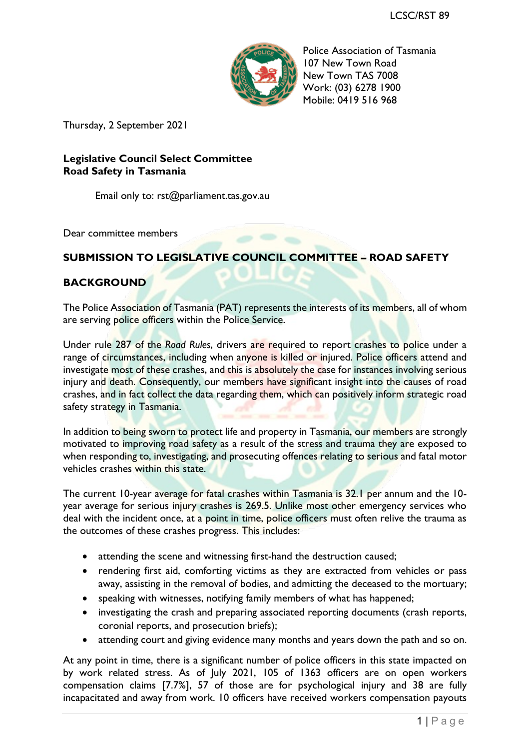LCSC/RST 89

Police Association of Tasmania
107 New Town Road
New Town TAS 7008
Work: (03) 6278 1900
Mobile: 0419 516 968

Thursday, 2 September 2021

**Legislative Council Select Committee**
**Road Safety in Tasmania**

Email only to: rst@parliament.tas.gov.au

Dear committee members

## SUBMISSION TO LEGISLATIVE COUNCIL COMMITTEE – ROAD SAFETY

## BACKGROUND

The Police Association of Tasmania (PAT) represents the interests of its members, all of whom are serving police officers within the Police Service.

Under rule 287 of the *Road Rules*, drivers are required to report crashes to police under a range of circumstances, including when anyone is killed or injured. Police officers attend and investigate most of these crashes, and this is absolutely the case for instances involving serious injury and death. Consequently, our members have significant insight into the causes of road crashes, and in fact collect the data regarding them, which can positively inform strategic road safety strategy in Tasmania.

In addition to being sworn to protect life and property in Tasmania, our members are strongly motivated to improving road safety as a result of the stress and trauma they are exposed to when responding to, investigating, and prosecuting offences relating to serious and fatal motor vehicles crashes within this state.

The current 10-year average for fatal crashes within Tasmania is 32.1 per annum and the 10-year average for serious injury crashes is 269.5. Unlike most other emergency services who deal with the incident once, at a point in time, police officers must often relive the trauma as the outcomes of these crashes progress. This includes:

- attending the scene and witnessing first-hand the destruction caused;
- rendering first aid, comforting victims as they are extracted from vehicles or pass away, assisting in the removal of bodies, and admitting the deceased to the mortuary;
- speaking with witnesses, notifying family members of what has happened;
- investigating the crash and preparing associated reporting documents (crash reports, coronial reports, and prosecution briefs);
- attending court and giving evidence many months and years down the path and so on.

At any point in time, there is a significant number of police officers in this state impacted on by work related stress. As of July 2021, 105 of 1363 officers are on open workers compensation claims [7.7%], 57 of those are for psychological injury and 38 are fully incapacitated and away from work. 10 officers have received workers compensation payouts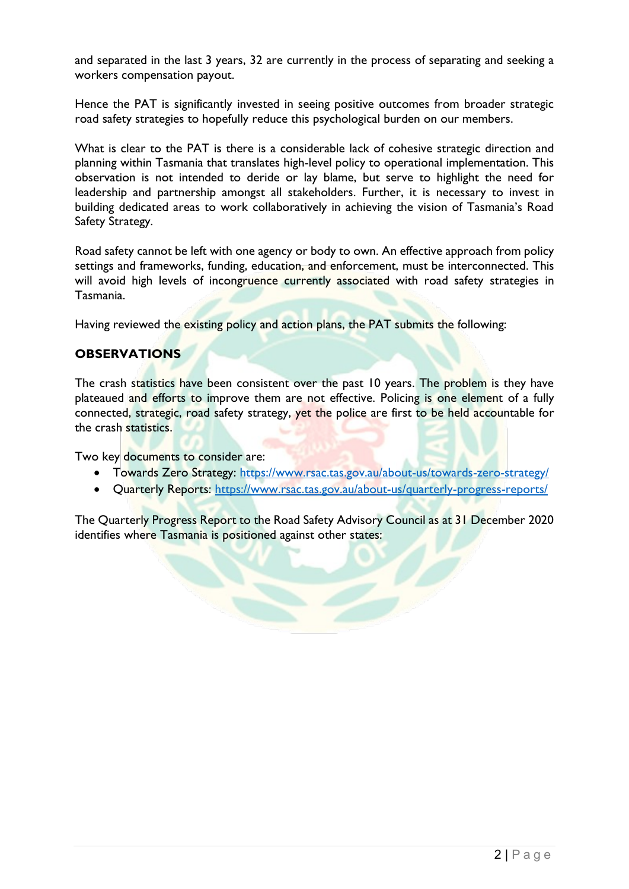and separated in the last 3 years, 32 are currently in the process of separating and seeking a workers compensation payout.

Hence the PAT is significantly invested in seeing positive outcomes from broader strategic road safety strategies to hopefully reduce this psychological burden on our members.

What is clear to the PAT is there is a considerable lack of cohesive strategic direction and planning within Tasmania that translates high-level policy to operational implementation. This observation is not intended to deride or lay blame, but serve to highlight the need for leadership and partnership amongst all stakeholders. Further, it is necessary to invest in building dedicated areas to work collaboratively in achieving the vision of Tasmania's Road Safety Strategy.

Road safety cannot be left with one agency or body to own. An effective approach from policy settings and frameworks, funding, education, and enforcement, must be interconnected. This will avoid high levels of incongruence currently associated with road safety strategies in Tasmania.

Having reviewed the existing policy and action plans, the PAT submits the following:

## OBSERVATIONS

The crash statistics have been consistent over the past 10 years. The problem is they have plateaued and efforts to improve them are not effective. Policing is one element of a fully connected, strategic, road safety strategy, yet the police are first to be held accountable for the crash statistics.

Two key documents to consider are:

- Towards Zero Strategy: https://www.rsac.tas.gov.au/about-us/towards-zero-strategy/
- Quarterly Reports: https://www.rsac.tas.gov.au/about-us/quarterly-progress-reports/

The Quarterly Progress Report to the Road Safety Advisory Council as at 31 December 2020 identifies where Tasmania is positioned against other states: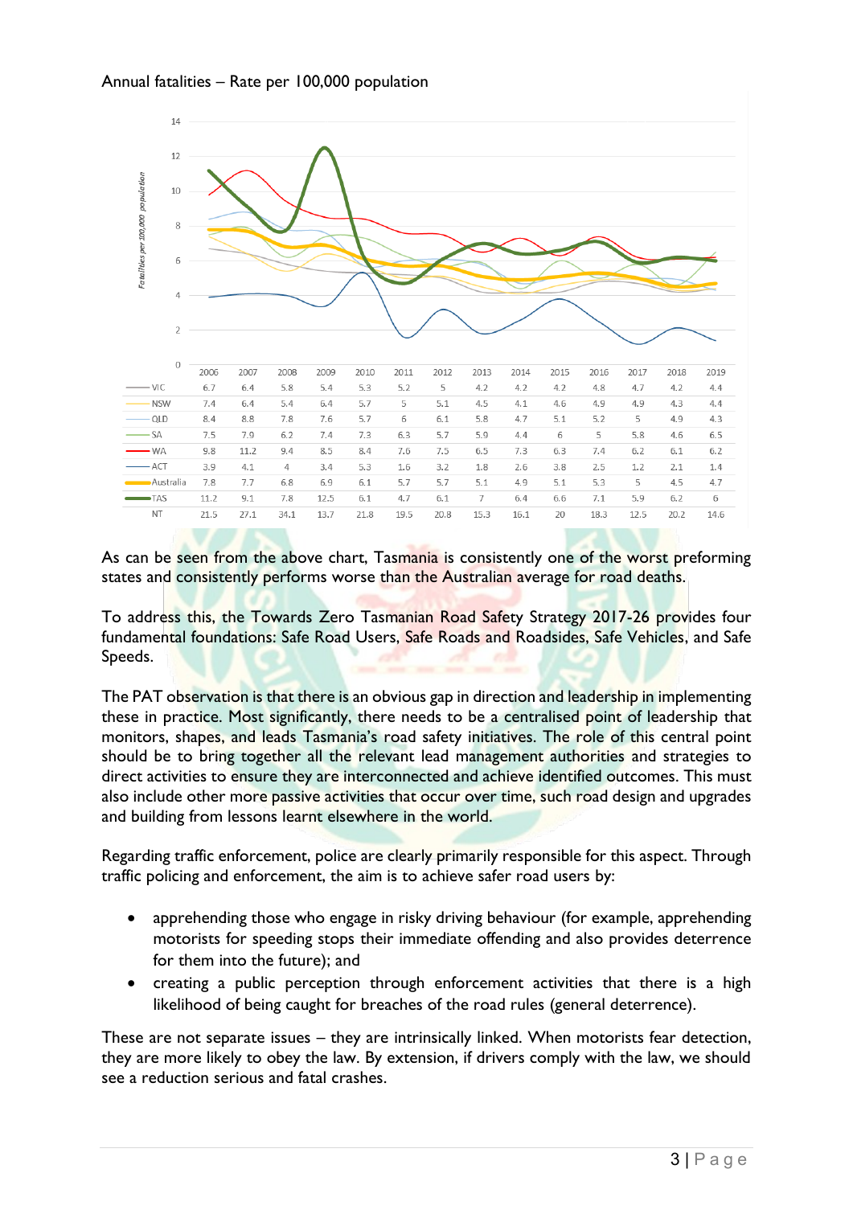Annual fatalities – Rate per 100,000 population

| | 2006 | 2007 | 2008 | 2009 | 2010 | 2011 | 2012 | 2013 | 2014 | 2015 | 2016 | 2017 | 2018 | 2019 |
|---|---|---|---|---|---|---|---|---|---|---|---|---|---|---|
| VIC | 6.7 | 6.4 | 5.8 | 5.4 | 5.3 | 5.2 | 5 | 4.2 | 4.2 | 4.2 | 4.8 | 4.7 | 4.2 | 4.4 |
| NSW | 7.4 | 6.4 | 5.4 | 6.4 | 5.7 | 5 | 5.1 | 4.5 | 4.1 | 4.6 | 4.9 | 4.9 | 4.3 | 4.4 |
| QLD | 8.4 | 8.8 | 7.8 | 7.6 | 5.7 | 6 | 6.1 | 5.8 | 4.7 | 5.1 | 5.2 | 5 | 4.9 | 4.3 |
| SA | 7.5 | 7.9 | 6.2 | 7.4 | 7.3 | 6.3 | 5.7 | 5.9 | 4.4 | 6 | 5 | 5.8 | 4.6 | 6.5 |
| WA | 9.8 | 11.2 | 9.4 | 8.5 | 8.4 | 7.6 | 7.5 | 6.5 | 7.3 | 6.3 | 7.4 | 6.2 | 6.1 | 6.2 |
| ACT | 3.9 | 4.1 | 4 | 3.4 | 5.3 | 1.6 | 3.2 | 1.8 | 2.6 | 3.8 | 2.5 | 1.2 | 2.1 | 1.4 |
| Australia | 7.8 | 7.7 | 6.8 | 6.9 | 6.1 | 5.7 | 5.7 | 5.1 | 4.9 | 5.1 | 5.3 | 5 | 4.5 | 4.7 |
| TAS | 11.2 | 9.1 | 7.8 | 12.5 | 6.1 | 4.7 | 6.1 | 7 | 6.4 | 6.6 | 7.1 | 5.9 | 6.2 | 6 |
| NT | 21.5 | 27.1 | 34.1 | 13.7 | 21.8 | 19.5 | 20.8 | 15.3 | 16.1 | 20 | 18.3 | 12.5 | 20.2 | 14.6 |

As can be seen from the above chart, Tasmania is consistently one of the worst preforming states and consistently performs worse than the Australian average for road deaths.

To address this, the Towards Zero Tasmanian Road Safety Strategy 2017-26 provides four fundamental foundations: Safe Road Users, Safe Roads and Roadsides, Safe Vehicles, and Safe Speeds.

The PAT observation is that there is an obvious gap in direction and leadership in implementing these in practice. Most significantly, there needs to be a centralised point of leadership that monitors, shapes, and leads Tasmania's road safety initiatives. The role of this central point should be to bring together all the relevant lead management authorities and strategies to direct activities to ensure they are interconnected and achieve identified outcomes. This must also include other more passive activities that occur over time, such road design and upgrades and building from lessons learnt elsewhere in the world.

Regarding traffic enforcement, police are clearly primarily responsible for this aspect. Through traffic policing and enforcement, the aim is to achieve safer road users by:

- apprehending those who engage in risky driving behaviour (for example, apprehending motorists for speeding stops their immediate offending and also provides deterrence for them into the future); and
- creating a public perception through enforcement activities that there is a high likelihood of being caught for breaches of the road rules (general deterrence).

These are not separate issues – they are intrinsically linked. When motorists fear detection, they are more likely to obey the law. By extension, if drivers comply with the law, we should see a reduction serious and fatal crashes.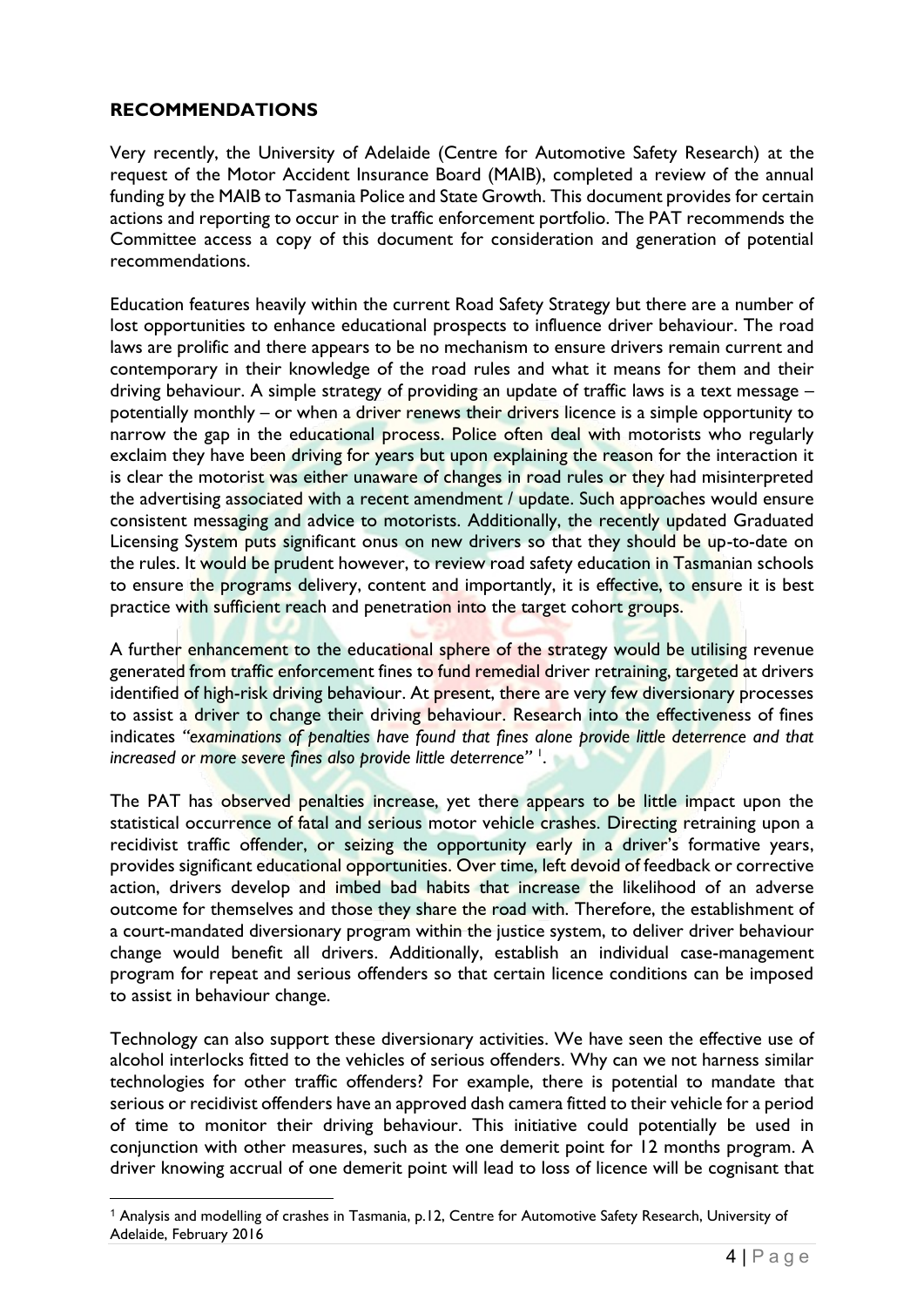## RECOMMENDATIONS

Very recently, the University of Adelaide (Centre for Automotive Safety Research) at the request of the Motor Accident Insurance Board (MAIB), completed a review of the annual funding by the MAIB to Tasmania Police and State Growth. This document provides for certain actions and reporting to occur in the traffic enforcement portfolio. The PAT recommends the Committee access a copy of this document for consideration and generation of potential recommendations.

Education features heavily within the current Road Safety Strategy but there are a number of lost opportunities to enhance educational prospects to influence driver behaviour. The road laws are prolific and there appears to be no mechanism to ensure drivers remain current and contemporary in their knowledge of the road rules and what it means for them and their driving behaviour. A simple strategy of providing an update of traffic laws is a text message – potentially monthly – or when a driver renews their drivers licence is a simple opportunity to narrow the gap in the educational process. Police often deal with motorists who regularly exclaim they have been driving for years but upon explaining the reason for the interaction it is clear the motorist was either unaware of changes in road rules or they had misinterpreted the advertising associated with a recent amendment / update. Such approaches would ensure consistent messaging and advice to motorists. Additionally, the recently updated Graduated Licensing System puts significant onus on new drivers so that they should be up-to-date on the rules. It would be prudent however, to review road safety education in Tasmanian schools to ensure the programs delivery, content and importantly, it is effective, to ensure it is best practice with sufficient reach and penetration into the target cohort groups.

A further enhancement to the educational sphere of the strategy would be utilising revenue generated from traffic enforcement fines to fund remedial driver retraining, targeted at drivers identified of high-risk driving behaviour. At present, there are very few diversionary processes to assist a driver to change their driving behaviour. Research into the effectiveness of fines indicates *"examinations of penalties have found that fines alone provide little deterrence and that increased or more severe fines also provide little deterrence"* [1].

The PAT has observed penalties increase, yet there appears to be little impact upon the statistical occurrence of fatal and serious motor vehicle crashes. Directing retraining upon a recidivist traffic offender, or seizing the opportunity early in a driver's formative years, provides significant educational opportunities. Over time, left devoid of feedback or corrective action, drivers develop and imbed bad habits that increase the likelihood of an adverse outcome for themselves and those they share the road with. Therefore, the establishment of a court-mandated diversionary program within the justice system, to deliver driver behaviour change would benefit all drivers. Additionally, establish an individual case-management program for repeat and serious offenders so that certain licence conditions can be imposed to assist in behaviour change.

Technology can also support these diversionary activities. We have seen the effective use of alcohol interlocks fitted to the vehicles of serious offenders. Why can we not harness similar technologies for other traffic offenders? For example, there is potential to mandate that serious or recidivist offenders have an approved dash camera fitted to their vehicle for a period of time to monitor their driving behaviour. This initiative could potentially be used in conjunction with other measures, such as the one demerit point for 12 months program. A driver knowing accrual of one demerit point will lead to loss of licence will be cognisant that

---

[1] Analysis and modelling of crashes in Tasmania, p.12, Centre for Automotive Safety Research, University of Adelaide, February 2016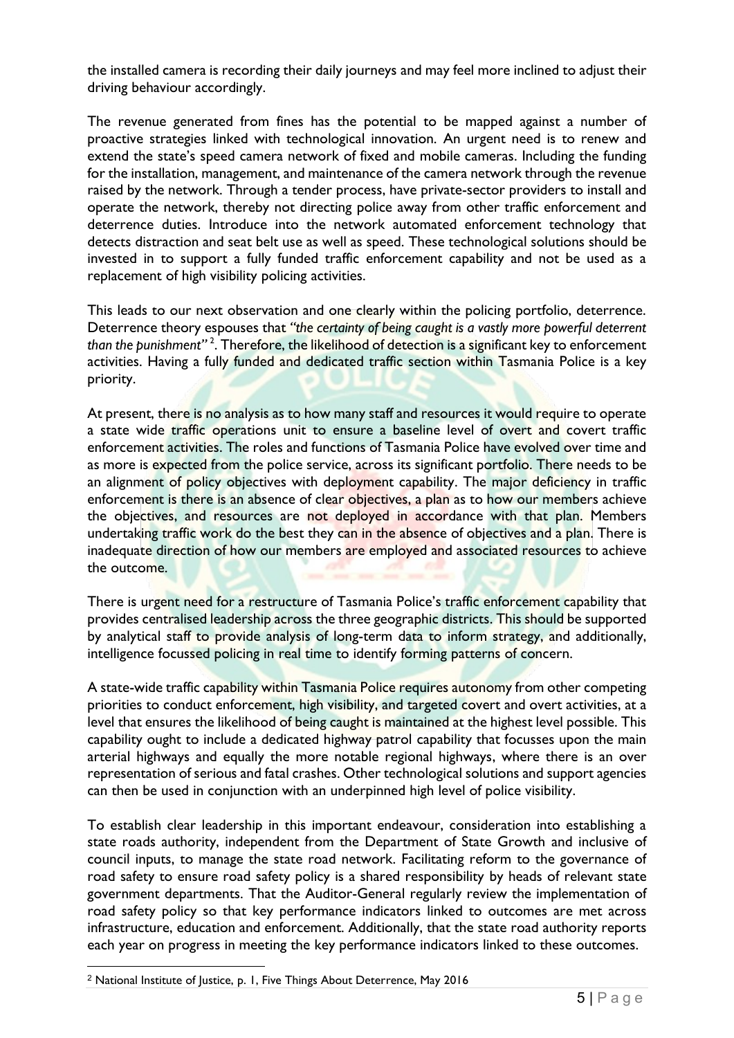the installed camera is recording their daily journeys and may feel more inclined to adjust their driving behaviour accordingly.

The revenue generated from fines has the potential to be mapped against a number of proactive strategies linked with technological innovation. An urgent need is to renew and extend the state's speed camera network of fixed and mobile cameras. Including the funding for the installation, management, and maintenance of the camera network through the revenue raised by the network. Through a tender process, have private-sector providers to install and operate the network, thereby not directing police away from other traffic enforcement and deterrence duties. Introduce into the network automated enforcement technology that detects distraction and seat belt use as well as speed. These technological solutions should be invested in to support a fully funded traffic enforcement capability and not be used as a replacement of high visibility policing activities.

This leads to our next observation and one clearly within the policing portfolio, deterrence. Deterrence theory espouses that *"the certainty of being caught is a vastly more powerful deterrent than the punishment"* [2]. Therefore, the likelihood of detection is a significant key to enforcement activities. Having a fully funded and dedicated traffic section within Tasmania Police is a key priority.

At present, there is no analysis as to how many staff and resources it would require to operate a state wide traffic operations unit to ensure a baseline level of overt and covert traffic enforcement activities. The roles and functions of Tasmania Police have evolved over time and as more is expected from the police service, across its significant portfolio. There needs to be an alignment of policy objectives with deployment capability. The major deficiency in traffic enforcement is there is an absence of clear objectives, a plan as to how our members achieve the objectives, and resources are not deployed in accordance with that plan. Members undertaking traffic work do the best they can in the absence of objectives and a plan. There is inadequate direction of how our members are employed and associated resources to achieve the outcome.

There is urgent need for a restructure of Tasmania Police's traffic enforcement capability that provides centralised leadership across the three geographic districts. This should be supported by analytical staff to provide analysis of long-term data to inform strategy, and additionally, intelligence focussed policing in real time to identify forming patterns of concern.

A state-wide traffic capability within Tasmania Police requires autonomy from other competing priorities to conduct enforcement, high visibility, and targeted covert and overt activities, at a level that ensures the likelihood of being caught is maintained at the highest level possible. This capability ought to include a dedicated highway patrol capability that focusses upon the main arterial highways and equally the more notable regional highways, where there is an over representation of serious and fatal crashes. Other technological solutions and support agencies can then be used in conjunction with an underpinned high level of police visibility.

To establish clear leadership in this important endeavour, consideration into establishing a state roads authority, independent from the Department of State Growth and inclusive of council inputs, to manage the state road network. Facilitating reform to the governance of road safety to ensure road safety policy is a shared responsibility by heads of relevant state government departments. That the Auditor-General regularly review the implementation of road safety policy so that key performance indicators linked to outcomes are met across infrastructure, education and enforcement. Additionally, that the state road authority reports each year on progress in meeting the key performance indicators linked to these outcomes.

---

[2] National Institute of Justice, p. 1, Five Things About Deterrence, May 2016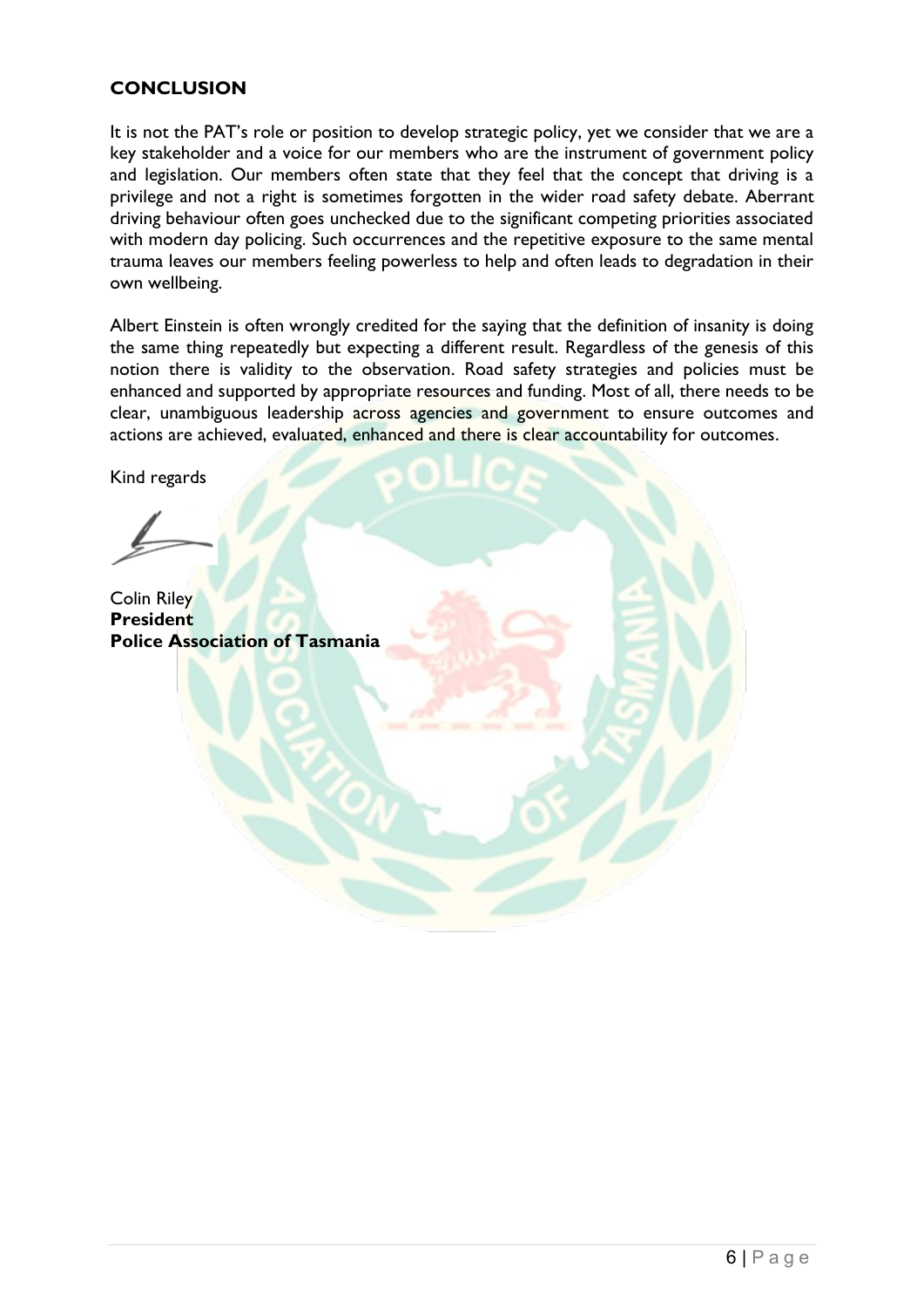## CONCLUSION

It is not the PAT's role or position to develop strategic policy, yet we consider that we are a key stakeholder and a voice for our members who are the instrument of government policy and legislation. Our members often state that they feel that the concept that driving is a privilege and not a right is sometimes forgotten in the wider road safety debate. Aberrant driving behaviour often goes unchecked due to the significant competing priorities associated with modern day policing. Such occurrences and the repetitive exposure to the same mental trauma leaves our members feeling powerless to help and often leads to degradation in their own wellbeing.

Albert Einstein is often wrongly credited for the saying that the definition of insanity is doing the same thing repeatedly but expecting a different result. Regardless of the genesis of this notion there is validity to the observation. Road safety strategies and policies must be enhanced and supported by appropriate resources and funding. Most of all, there needs to be clear, unambiguous leadership across agencies and government to ensure outcomes and actions are achieved, evaluated, enhanced and there is clear accountability for outcomes.

Kind regards

Colin Riley
**President**
**Police Association of Tasmania**